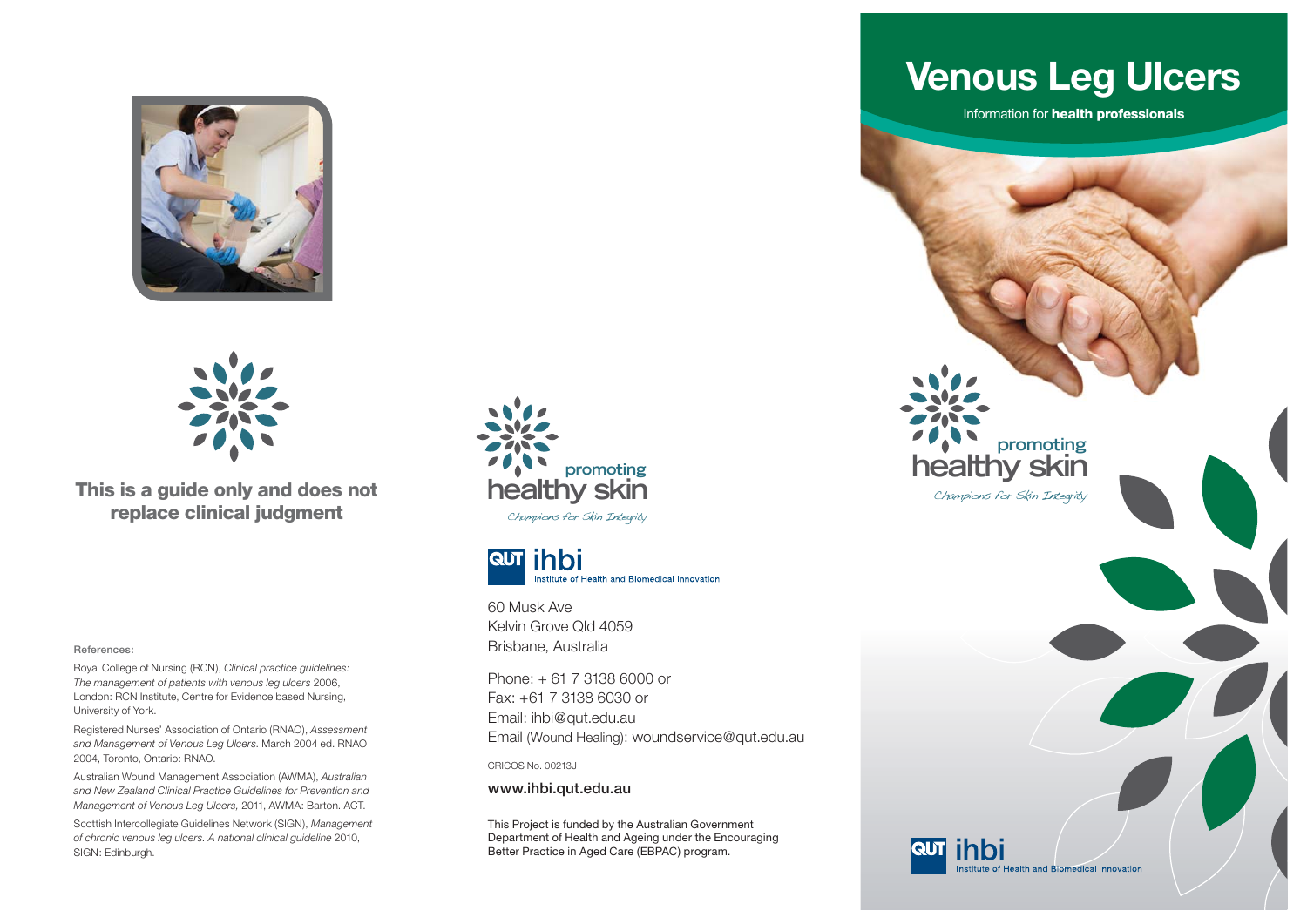**This is a guide only and does not replace clinical judgment**

References:

Royal College of Nursing (RCN), *Clinical practice guidelines: The management of patients with venous leg ulcers* 2006, London: RCN Institute, Centre for Evidence based Nursing, University of York.

Registered Nurses' Association of Ontario (RNAO), *Assessment and Management of Venous Leg Ulcers.* March 2004 ed. RNAO 2004, Toronto, Ontario: RNAO.

Australian Wound Management Association (AWMA), *Australian and New Zealand Clinical Practice Guidelines for Prevention and Management of Venous Leg Ulcers,* 2011, AWMA: Barton. ACT.

Scottish Intercollegiate Guidelines Network (SIGN), *Management of chronic venous leg ulcers. A national clinical guideline* 2010, SIGN: Edinburgh.

promoting healthy skin

*Champions for Skin Integrity*

QUT ihbi Institute of Health and Biomedical Innovation

60 Musk Ave
Kelvin Grove Qld 4059
Brisbane, Australia

Phone: + 61 7 3138 6000 or
Fax: +61 7 3138 6030 or
Email: ihbi@qut.edu.au
Email (Wound Healing): woundservice@qut.edu.au

CRICOS No. 00213J

**www.ihbi.qut.edu.au**

This Project is funded by the Australian Government Department of Health and Ageing under the Encouraging Better Practice in Aged Care (EBPAC) program.

# Venous Leg Ulcers

Information for **health professionals**

promoting healthy skin

*Champions for Skin Integrity*

QUT ihbi Institute of Health and Biomedical Innovation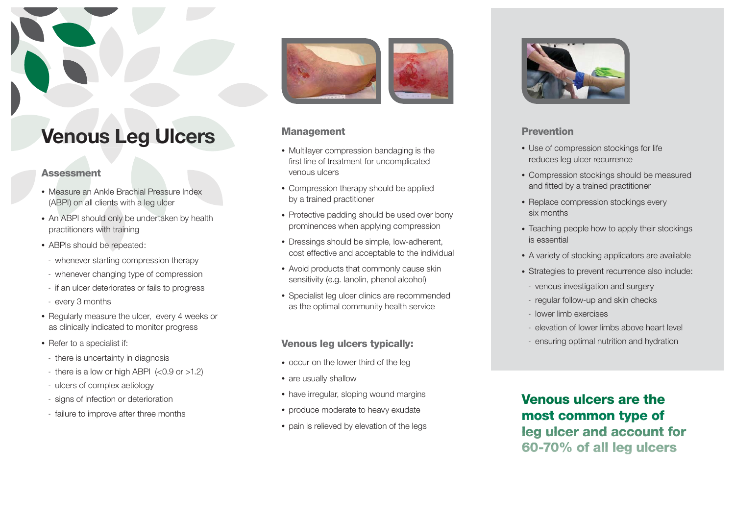# Venous Leg Ulcers

## Assessment

- Measure an Ankle Brachial Pressure Index (ABPI) on all clients with a leg ulcer
- An ABPI should only be undertaken by health practitioners with training
- ABPIs should be repeated:
  - whenever starting compression therapy
  - whenever changing type of compression
  - if an ulcer deteriorates or fails to progress
  - every 3 months
- Regularly measure the ulcer, every 4 weeks or as clinically indicated to monitor progress
- Refer to a specialist if:
  - there is uncertainty in diagnosis
  - there is a low or high ABPI (<0.9 or >1.2)
  - ulcers of complex aetiology
  - signs of infection or deterioration
  - failure to improve after three months

## Management

- Multilayer compression bandaging is the first line of treatment for uncomplicated venous ulcers
- Compression therapy should be applied by a trained practitioner
- Protective padding should be used over bony prominences when applying compression
- Dressings should be simple, low-adherent, cost effective and acceptable to the individual
- Avoid products that commonly cause skin sensitivity (e.g. lanolin, phenol alcohol)
- Specialist leg ulcer clinics are recommended as the optimal community health service

## Venous leg ulcers typically:

- occur on the lower third of the leg
- are usually shallow
- have irregular, sloping wound margins
- produce moderate to heavy exudate
- pain is relieved by elevation of the legs

## Prevention

- Use of compression stockings for life reduces leg ulcer recurrence
- Compression stockings should be measured and fitted by a trained practitioner
- Replace compression stockings every six months
- Teaching people how to apply their stockings is essential
- A variety of stocking applicators are available
- Strategies to prevent recurrence also include:
  - venous investigation and surgery
  - regular follow-up and skin checks
  - lower limb exercises
  - elevation of lower limbs above heart level
  - ensuring optimal nutrition and hydration

**Venous ulcers are the most common type of leg ulcer and account for 60-70% of all leg ulcers**